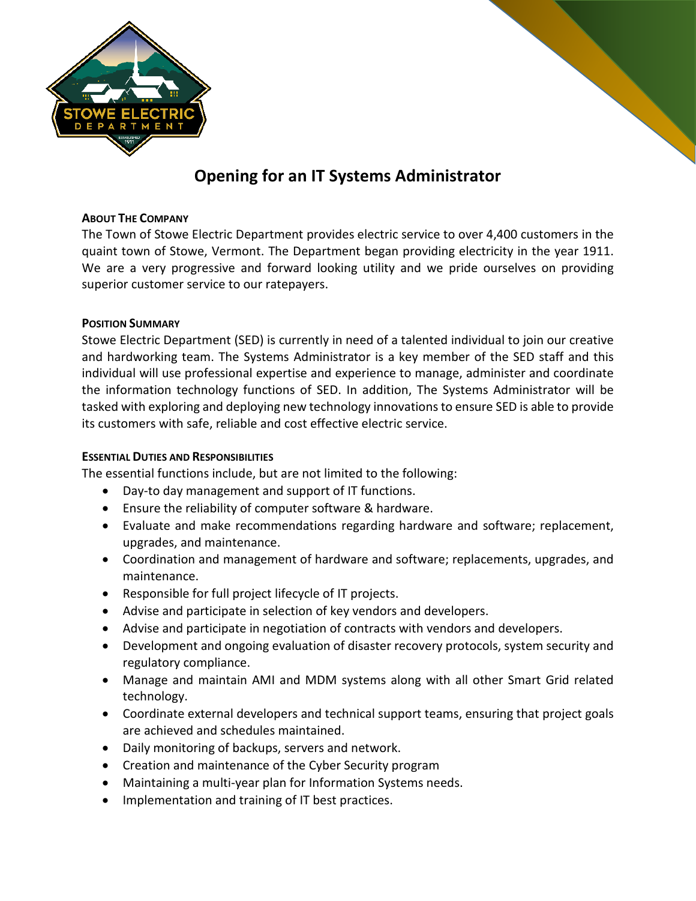# Opening for an IT Systems Administrator

## About The Company

The Town of Stowe Electric Department provides electric service to over 4,400 customers in the quaint town of Stowe, Vermont. The Department began providing electricity in the year 1911. We are a very progressive and forward looking utility and we pride ourselves on providing superior customer service to our ratepayers.

## Position Summary

Stowe Electric Department (SED) is currently in need of a talented individual to join our creative and hardworking team. The Systems Administrator is a key member of the SED staff and this individual will use professional expertise and experience to manage, administer and coordinate the information technology functions of SED. In addition, The Systems Administrator will be tasked with exploring and deploying new technology innovations to ensure SED is able to provide its customers with safe, reliable and cost effective electric service.

## Essential Duties and Responsibilities

The essential functions include, but are not limited to the following:

- Day-to day management and support of IT functions.
- Ensure the reliability of computer software & hardware.
- Evaluate and make recommendations regarding hardware and software; replacement, upgrades, and maintenance.
- Coordination and management of hardware and software; replacements, upgrades, and maintenance.
- Responsible for full project lifecycle of IT projects.
- Advise and participate in selection of key vendors and developers.
- Advise and participate in negotiation of contracts with vendors and developers.
- Development and ongoing evaluation of disaster recovery protocols, system security and regulatory compliance.
- Manage and maintain AMI and MDM systems along with all other Smart Grid related technology.
- Coordinate external developers and technical support teams, ensuring that project goals are achieved and schedules maintained.
- Daily monitoring of backups, servers and network.
- Creation and maintenance of the Cyber Security program
- Maintaining a multi-year plan for Information Systems needs.
- Implementation and training of IT best practices.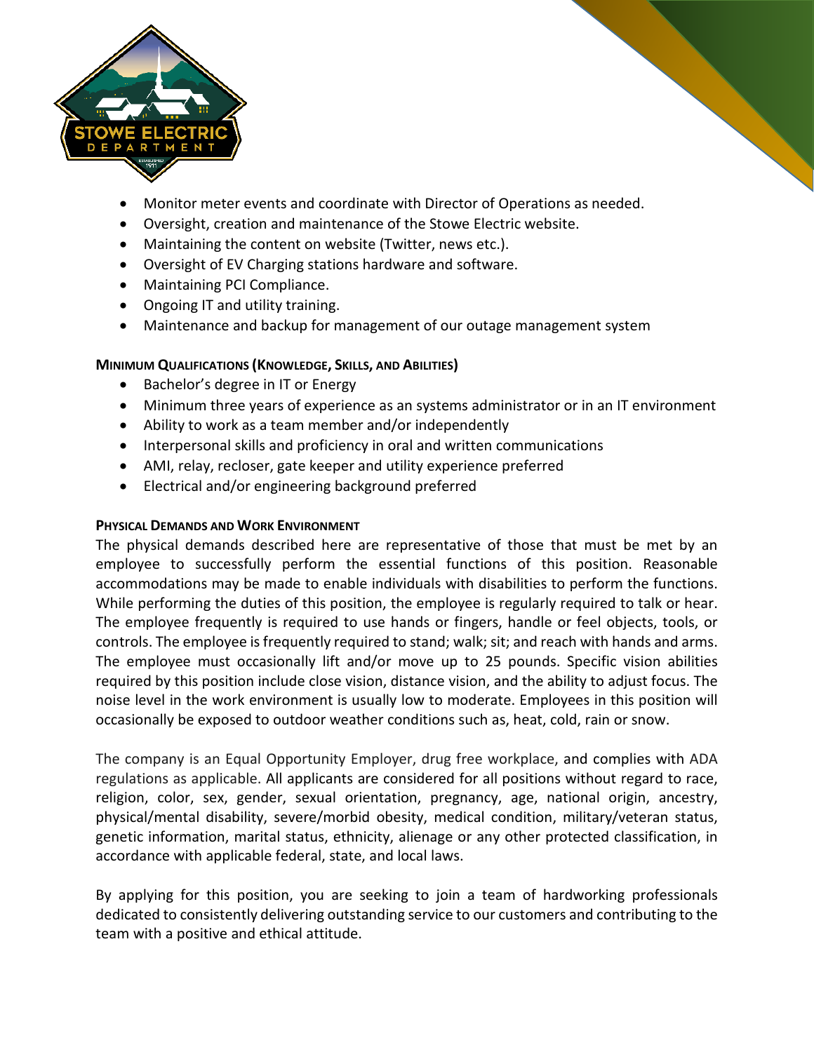- Monitor meter events and coordinate with Director of Operations as needed.
- Oversight, creation and maintenance of the Stowe Electric website.
- Maintaining the content on website (Twitter, news etc.).
- Oversight of EV Charging stations hardware and software.
- Maintaining PCI Compliance.
- Ongoing IT and utility training.
- Maintenance and backup for management of our outage management system

**MINIMUM QUALIFICATIONS (KNOWLEDGE, SKILLS, AND ABILITIES)**

- Bachelor's degree in IT or Energy
- Minimum three years of experience as an systems administrator or in an IT environment
- Ability to work as a team member and/or independently
- Interpersonal skills and proficiency in oral and written communications
- AMI, relay, recloser, gate keeper and utility experience preferred
- Electrical and/or engineering background preferred

**PHYSICAL DEMANDS AND WORK ENVIRONMENT**

The physical demands described here are representative of those that must be met by an employee to successfully perform the essential functions of this position. Reasonable accommodations may be made to enable individuals with disabilities to perform the functions. While performing the duties of this position, the employee is regularly required to talk or hear. The employee frequently is required to use hands or fingers, handle or feel objects, tools, or controls. The employee is frequently required to stand; walk; sit; and reach with hands and arms. The employee must occasionally lift and/or move up to 25 pounds. Specific vision abilities required by this position include close vision, distance vision, and the ability to adjust focus. The noise level in the work environment is usually low to moderate. Employees in this position will occasionally be exposed to outdoor weather conditions such as, heat, cold, rain or snow.

The company is an Equal Opportunity Employer, drug free workplace, and complies with ADA regulations as applicable. All applicants are considered for all positions without regard to race, religion, color, sex, gender, sexual orientation, pregnancy, age, national origin, ancestry, physical/mental disability, severe/morbid obesity, medical condition, military/veteran status, genetic information, marital status, ethnicity, alienage or any other protected classification, in accordance with applicable federal, state, and local laws.

By applying for this position, you are seeking to join a team of hardworking professionals dedicated to consistently delivering outstanding service to our customers and contributing to the team with a positive and ethical attitude.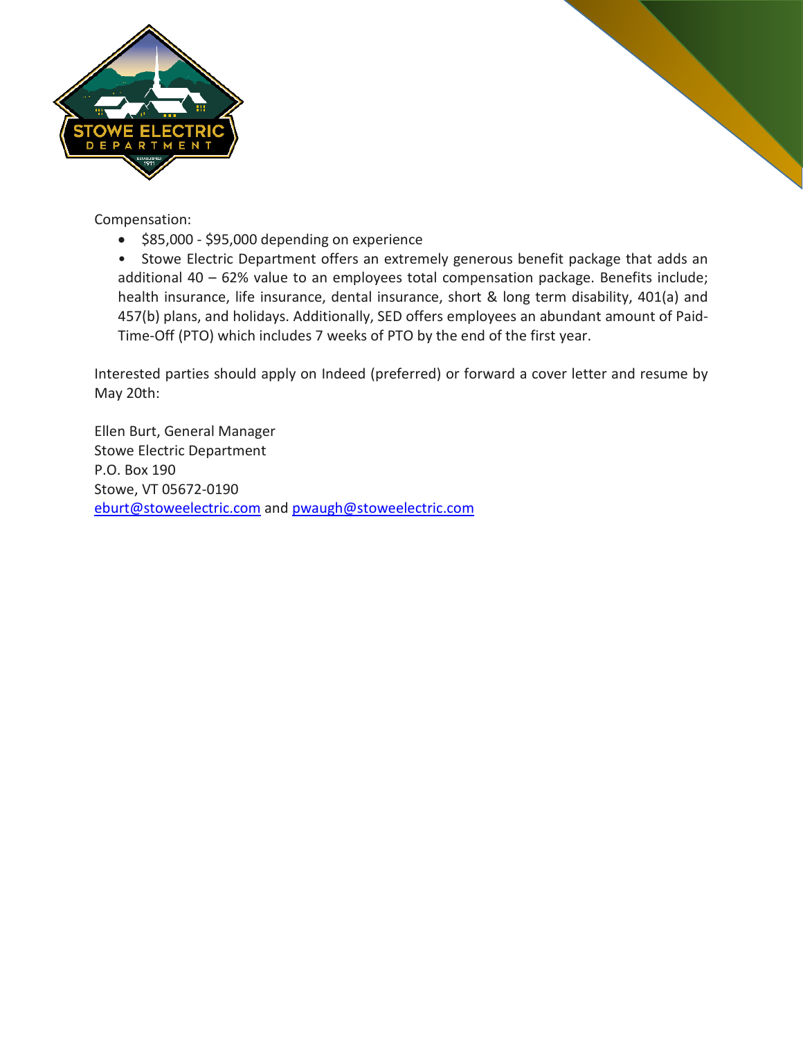Compensation:

- $85,000 - $95,000 depending on experience
- Stowe Electric Department offers an extremely generous benefit package that adds an additional 40 – 62% value to an employees total compensation package. Benefits include; health insurance, life insurance, dental insurance, short & long term disability, 401(a) and 457(b) plans, and holidays. Additionally, SED offers employees an abundant amount of Paid-Time-Off (PTO) which includes 7 weeks of PTO by the end of the first year.

Interested parties should apply on Indeed (preferred) or forward a cover letter and resume by May 20th:

Ellen Burt, General Manager
Stowe Electric Department
P.O. Box 190
Stowe, VT 05672-0190
eburt@stoweelectric.com and pwaugh@stoweelectric.com